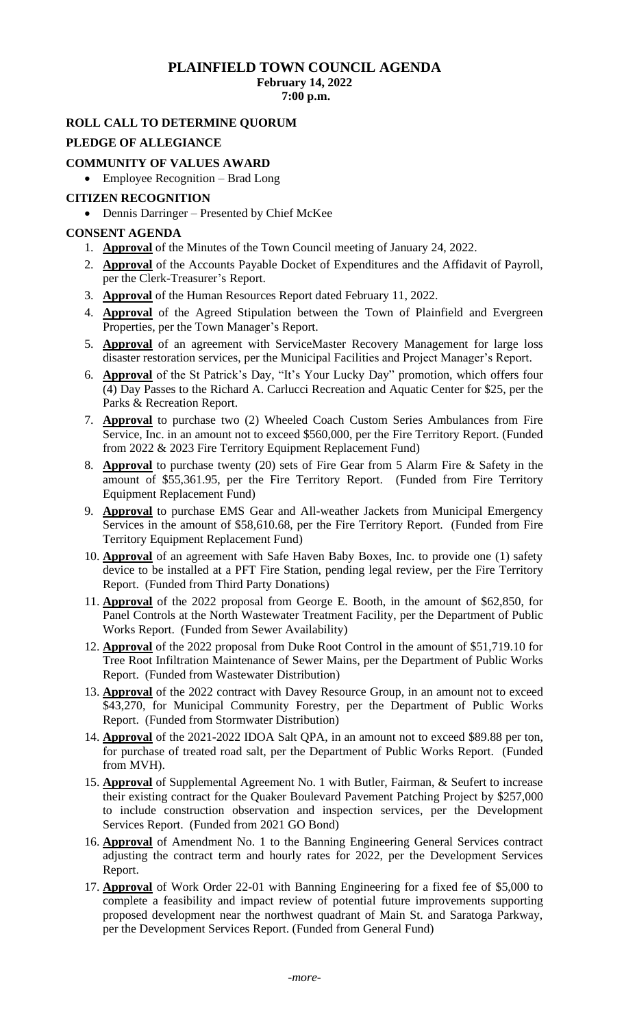# PLAINFIELD TOWN COUNCIL AGENDA

**February 14, 2022**

**7:00 p.m.**

## ROLL CALL TO DETERMINE QUORUM

## PLEDGE OF ALLEGIANCE

## COMMUNITY OF VALUES AWARD

- Employee Recognition – Brad Long

## CITIZEN RECOGNITION

- Dennis Darringer – Presented by Chief McKee

## CONSENT AGENDA

1. **Approval** of the Minutes of the Town Council meeting of January 24, 2022.
2. **Approval** of the Accounts Payable Docket of Expenditures and the Affidavit of Payroll, per the Clerk-Treasurer's Report.
3. **Approval** of the Human Resources Report dated February 11, 2022.
4. **Approval** of the Agreed Stipulation between the Town of Plainfield and Evergreen Properties, per the Town Manager's Report.
5. **Approval** of an agreement with ServiceMaster Recovery Management for large loss disaster restoration services, per the Municipal Facilities and Project Manager's Report.
6. **Approval** of the St Patrick's Day, "It's Your Lucky Day" promotion, which offers four (4) Day Passes to the Richard A. Carlucci Recreation and Aquatic Center for $25, per the Parks & Recreation Report.
7. **Approval** to purchase two (2) Wheeled Coach Custom Series Ambulances from Fire Service, Inc. in an amount not to exceed $560,000, per the Fire Territory Report. (Funded from 2022 & 2023 Fire Territory Equipment Replacement Fund)
8. **Approval** to purchase twenty (20) sets of Fire Gear from 5 Alarm Fire & Safety in the amount of $55,361.95, per the Fire Territory Report. (Funded from Fire Territory Equipment Replacement Fund)
9. **Approval** to purchase EMS Gear and All-weather Jackets from Municipal Emergency Services in the amount of $58,610.68, per the Fire Territory Report. (Funded from Fire Territory Equipment Replacement Fund)
10. **Approval** of an agreement with Safe Haven Baby Boxes, Inc. to provide one (1) safety device to be installed at a PFT Fire Station, pending legal review, per the Fire Territory Report. (Funded from Third Party Donations)
11. **Approval** of the 2022 proposal from George E. Booth, in the amount of $62,850, for Panel Controls at the North Wastewater Treatment Facility, per the Department of Public Works Report. (Funded from Sewer Availability)
12. **Approval** of the 2022 proposal from Duke Root Control in the amount of $51,719.10 for Tree Root Infiltration Maintenance of Sewer Mains, per the Department of Public Works Report. (Funded from Wastewater Distribution)
13. **Approval** of the 2022 contract with Davey Resource Group, in an amount not to exceed $43,270, for Municipal Community Forestry, per the Department of Public Works Report. (Funded from Stormwater Distribution)
14. **Approval** of the 2021-2022 IDOA Salt QPA, in an amount not to exceed $89.88 per ton, for purchase of treated road salt, per the Department of Public Works Report. (Funded from MVH).
15. **Approval** of Supplemental Agreement No. 1 with Butler, Fairman, & Seufert to increase their existing contract for the Quaker Boulevard Pavement Patching Project by $257,000 to include construction observation and inspection services, per the Development Services Report. (Funded from 2021 GO Bond)
16. **Approval** of Amendment No. 1 to the Banning Engineering General Services contract adjusting the contract term and hourly rates for 2022, per the Development Services Report.
17. **Approval** of Work Order 22-01 with Banning Engineering for a fixed fee of $5,000 to complete a feasibility and impact review of potential future improvements supporting proposed development near the northwest quadrant of Main St. and Saratoga Parkway, per the Development Services Report. (Funded from General Fund)

*-more-*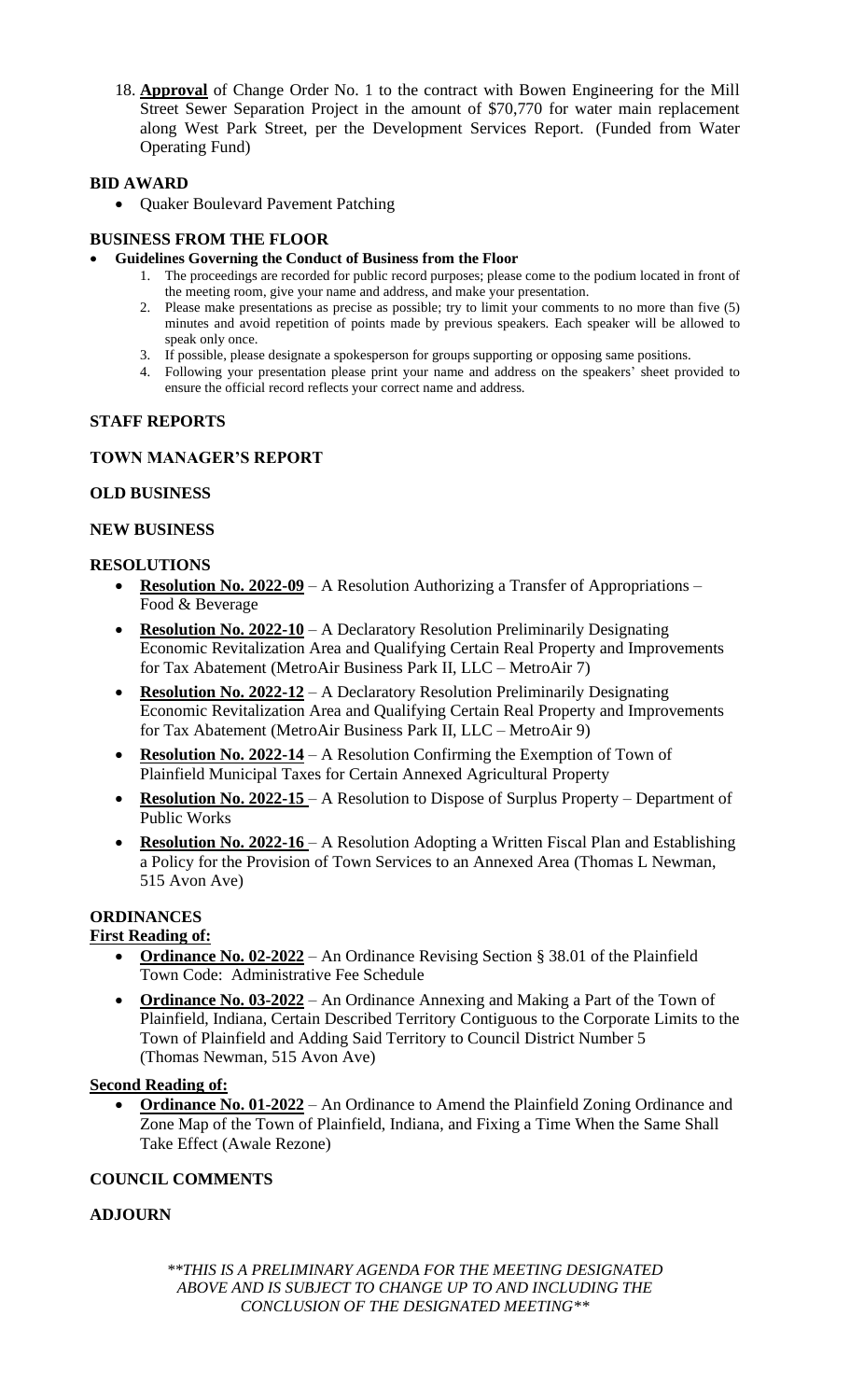18. **Approval** of Change Order No. 1 to the contract with Bowen Engineering for the Mill Street Sewer Separation Project in the amount of $70,770 for water main replacement along West Park Street, per the Development Services Report. (Funded from Water Operating Fund)

**BID AWARD**

- Quaker Boulevard Pavement Patching

**BUSINESS FROM THE FLOOR**

- **Guidelines Governing the Conduct of Business from the Floor**
  1. The proceedings are recorded for public record purposes; please come to the podium located in front of the meeting room, give your name and address, and make your presentation.
  2. Please make presentations as precise as possible; try to limit your comments to no more than five (5) minutes and avoid repetition of points made by previous speakers. Each speaker will be allowed to speak only once.
  3. If possible, please designate a spokesperson for groups supporting or opposing same positions.
  4. Following your presentation please print your name and address on the speakers' sheet provided to ensure the official record reflects your correct name and address.

**STAFF REPORTS**

**TOWN MANAGER'S REPORT**

**OLD BUSINESS**

**NEW BUSINESS**

**RESOLUTIONS**

- **Resolution No. 2022-09** – A Resolution Authorizing a Transfer of Appropriations – Food & Beverage
- **Resolution No. 2022-10** – A Declaratory Resolution Preliminarily Designating Economic Revitalization Area and Qualifying Certain Real Property and Improvements for Tax Abatement (MetroAir Business Park II, LLC – MetroAir 7)
- **Resolution No. 2022-12** – A Declaratory Resolution Preliminarily Designating Economic Revitalization Area and Qualifying Certain Real Property and Improvements for Tax Abatement (MetroAir Business Park II, LLC – MetroAir 9)
- **Resolution No. 2022-14** – A Resolution Confirming the Exemption of Town of Plainfield Municipal Taxes for Certain Annexed Agricultural Property
- **Resolution No. 2022-15** – A Resolution to Dispose of Surplus Property – Department of Public Works
- **Resolution No. 2022-16** – A Resolution Adopting a Written Fiscal Plan and Establishing a Policy for the Provision of Town Services to an Annexed Area (Thomas L Newman, 515 Avon Ave)

**ORDINANCES**

**First Reading of:**

- **Ordinance No. 02-2022** – An Ordinance Revising Section § 38.01 of the Plainfield Town Code: Administrative Fee Schedule
- **Ordinance No. 03-2022** – An Ordinance Annexing and Making a Part of the Town of Plainfield, Indiana, Certain Described Territory Contiguous to the Corporate Limits to the Town of Plainfield and Adding Said Territory to Council District Number 5 (Thomas Newman, 515 Avon Ave)

**Second Reading of:**

- **Ordinance No. 01-2022** – An Ordinance to Amend the Plainfield Zoning Ordinance and Zone Map of the Town of Plainfield, Indiana, and Fixing a Time When the Same Shall Take Effect (Awale Rezone)

**COUNCIL COMMENTS**

**ADJOURN**

*\*\*THIS IS A PRELIMINARY AGENDA FOR THE MEETING DESIGNATED ABOVE AND IS SUBJECT TO CHANGE UP TO AND INCLUDING THE CONCLUSION OF THE DESIGNATED MEETING\*\**